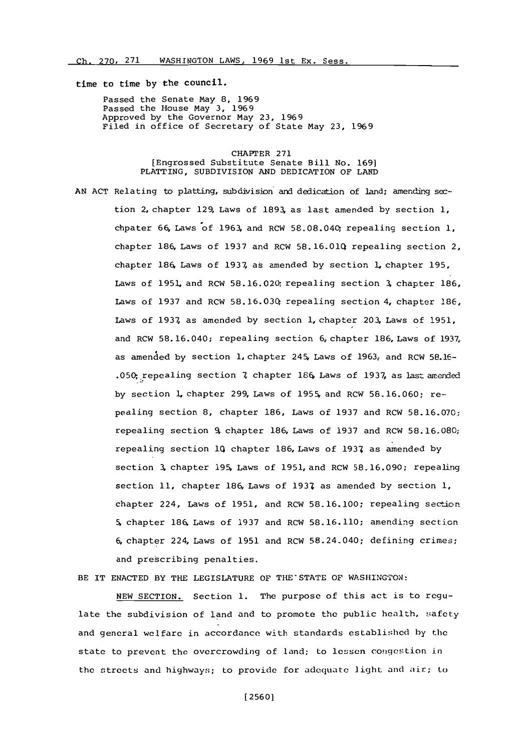time to time by the council.

Passed the Senate May 8, 1969
Passed the House May 3, 1969
Approved by the Governor May 23, 1969
Filed in office of Secretary of State May 23, 1969

CHAPTER 271
[Engrossed Substitute Senate Bill No. 169]
PLATTING, SUBDIVISION AND DEDICATION OF LAND

AN ACT Relating to platting, subdivision and dedication of land; amending section 2, chapter 129, Laws of 1893, as last amended by section 1, chpater 66, Laws of 1963, and RCW 58.08.040; repealing section 1, chapter 186, Laws of 1937 and RCW 58.16.010; repealing section 2, chapter 186, Laws of 1937, as amended by section 1, chapter 195, Laws of 1951, and RCW 58.16.020; repealing section 3, chapter 186, Laws of 1937 and RCW 58.16.030; repealing section 4, chapter 186, Laws of 1937, as amended by section 1, chapter 203, Laws of 1951, and RCW 58.16.040; repealing section 6, chapter 186, Laws of 1937, as amended by section 1, chapter 245, Laws of 1963, and RCW 58.16-.050; repealing section 7, chapter 186, Laws of 1937, as last amended by section 1, chapter 299, Laws of 1955, and RCW 58.16.060; repealing section 8, chapter 186, Laws of 1937 and RCW 58.16.070; repealing section 9, chapter 186, Laws of 1937 and RCW 58.16.080; repealing section 10, chapter 186, Laws of 1937, as amended by section 3, chapter 195, Laws of 1951, and RCW 58.16.090; repealing section 11, chapter 186, Laws of 1937, as amended by section 1, chapter 224, Laws of 1951, and RCW 58.16.100; repealing section 5, chapter 186, Laws of 1937 and RCW 58.16.110; amending section 6, chapter 224, Laws of 1951 and RCW 58.24.040; defining crimes; and prescribing penalties.

BE IT ENACTED BY THE LEGISLATURE OF THE STATE OF WASHINGTON:

NEW SECTION. Section 1. The purpose of this act is to regulate the subdivision of land and to promote the public health, safety and general welfare in accordance with standards established by the state to prevent the overcrowding of land; to lessen congestion in the streets and highways; to provide for adequate light and air; to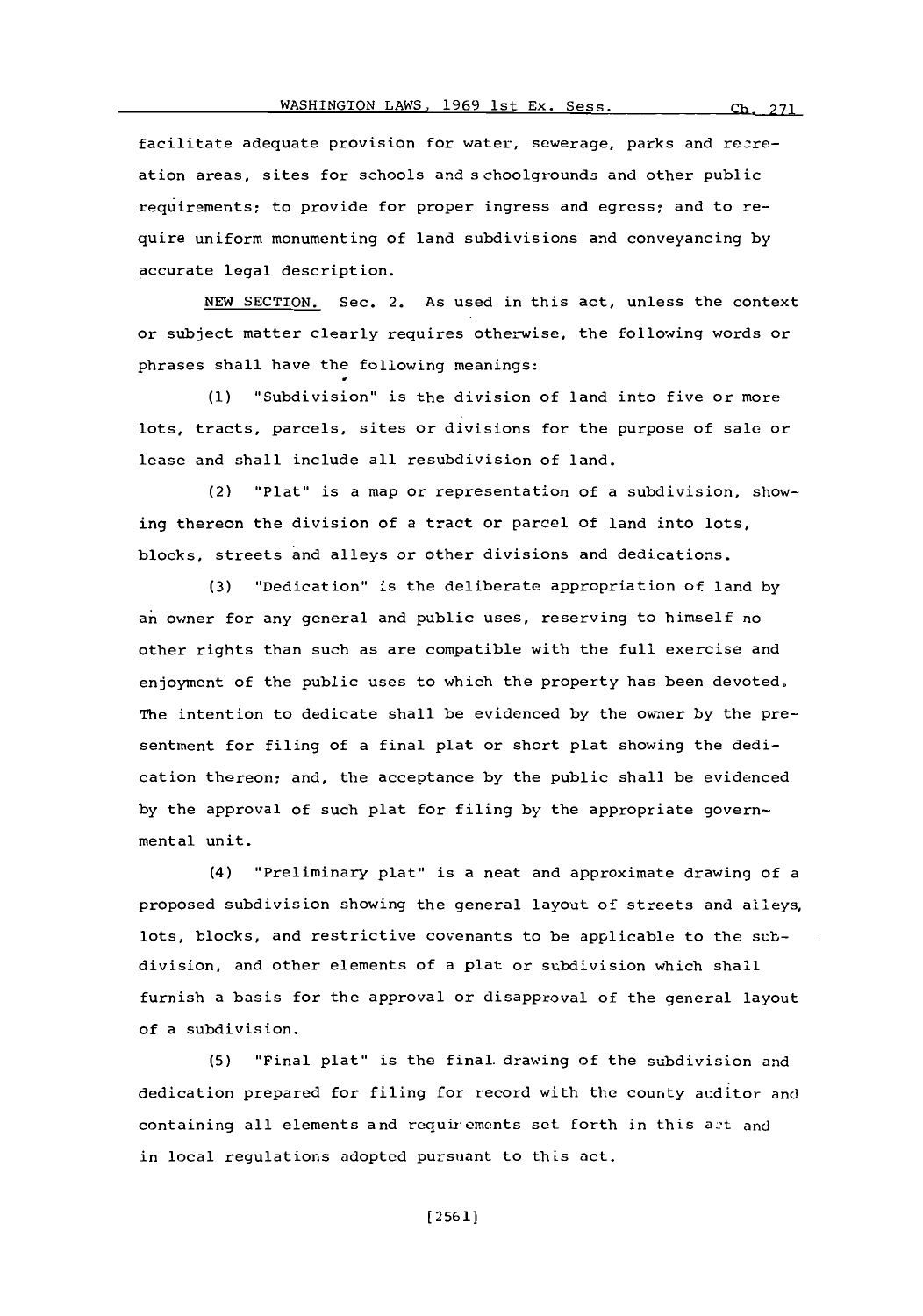facilitate adequate provision for water, sewerage, parks and recreation areas, sites for schools and schoolgrounds and other public requirements; to provide for proper ingress and egress; and to require uniform monumenting of land subdivisions and conveyancing by accurate legal description.

NEW SECTION. Sec. 2. As used in this act, unless the context or subject matter clearly requires otherwise, the following words or phrases shall have the following meanings:

(1) "Subdivision" is the division of land into five or more lots, tracts, parcels, sites or divisions for the purpose of sale or lease and shall include all resubdivision of land.

(2) "Plat" is a map or representation of a subdivision, showing thereon the division of a tract or parcel of land into lots, blocks, streets and alleys or other divisions and dedications.

(3) "Dedication" is the deliberate appropriation of land by an owner for any general and public uses, reserving to himself no other rights than such as are compatible with the full exercise and enjoyment of the public uses to which the property has been devoted. The intention to dedicate shall be evidenced by the owner by the presentment for filing of a final plat or short plat showing the dedication thereon; and, the acceptance by the public shall be evidenced by the approval of such plat for filing by the appropriate governmental unit.

(4) "Preliminary plat" is a neat and approximate drawing of a proposed subdivision showing the general layout of streets and alleys, lots, blocks, and restrictive covenants to be applicable to the subdivision, and other elements of a plat or subdivision which shall furnish a basis for the approval or disapproval of the general layout of a subdivision.

(5) "Final plat" is the final drawing of the subdivision and dedication prepared for filing for record with the county auditor and containing all elements and requirements set forth in this act and in local regulations adopted pursuant to this act.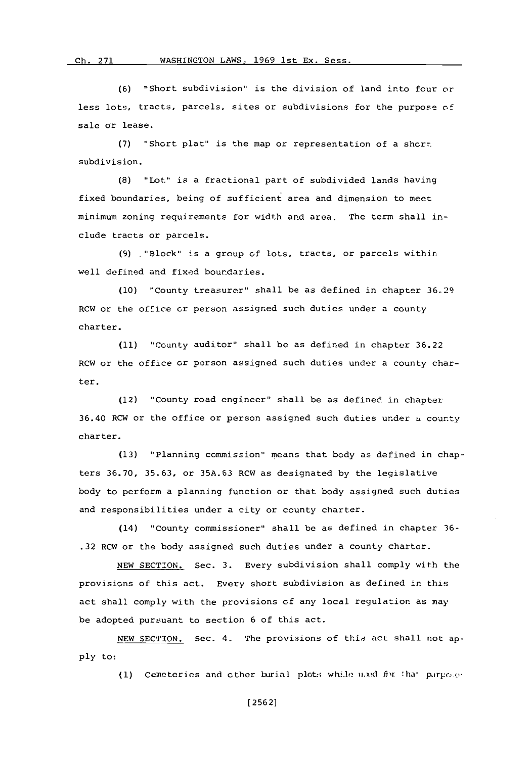(6) "Short subdivision" is the division of land into four or less lots, tracts, parcels, sites or subdivisions for the purpose of sale or lease.

(7) "Short plat" is the map or representation of a short subdivision.

(8) "Lot" is a fractional part of subdivided lands having fixed boundaries, being of sufficient area and dimension to meet minimum zoning requirements for width and area. The term shall include tracts or parcels.

(9) "Block" is a group of lots, tracts, or parcels within well defined and fixed boundaries.

(10) "County treasurer" shall be as defined in chapter 36.29 RCW or the office or person assigned such duties under a county charter.

(11) "County auditor" shall be as defined in chapter 36.22 RCW or the office or person assigned such duties under a county charter.

(12) "County road engineer" shall be as defined in chapter 36.40 RCW or the office or person assigned such duties under a county charter.

(13) "Planning commission" means that body as defined in chapters 36.70, 35.63, or 35A.63 RCW as designated by the legislative body to perform a planning function or that body assigned such duties and responsibilities under a city or county charter.

(14) "County commissioner" shall be as defined in chapter 36.32 RCW or the body assigned such duties under a county charter.

NEW SECTION. Sec. 3. Every subdivision shall comply with the provisions of this act. Every short subdivision as defined in this act shall comply with the provisions of any local regulation as may be adopted pursuant to section 6 of this act.

NEW SECTION. Sec. 4. The provisions of this act shall not apply to:

(1) Cemeteries and other burial plots while used for that purpose;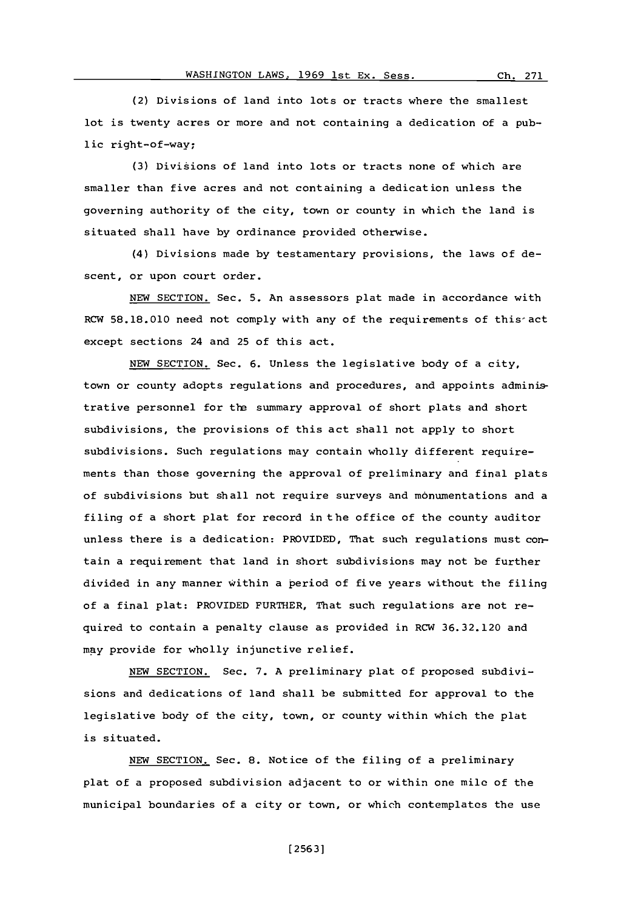(2) Divisions of land into lots or tracts where the smallest lot is twenty acres or more and not containing a dedication of a public right-of-way;

(3) Divisions of land into lots or tracts none of which are smaller than five acres and not containing a dedication unless the governing authority of the city, town or county in which the land is situated shall have by ordinance provided otherwise.

(4) Divisions made by testamentary provisions, the laws of descent, or upon court order.

NEW SECTION. Sec. 5. An assessors plat made in accordance with RCW 58.18.010 need not comply with any of the requirements of this act except sections 24 and 25 of this act.

NEW SECTION. Sec. 6. Unless the legislative body of a city, town or county adopts regulations and procedures, and appoints administrative personnel for the summary approval of short plats and short subdivisions, the provisions of this act shall not apply to short subdivisions. Such regulations may contain wholly different requirements than those governing the approval of preliminary and final plats of subdivisions but shall not require surveys and monumentations and a filing of a short plat for record in the office of the county auditor unless there is a dedication: PROVIDED, That such regulations must contain a requirement that land in short subdivisions may not be further divided in any manner within a period of five years without the filing of a final plat: PROVIDED FURTHER, That such regulations are not required to contain a penalty clause as provided in RCW 36.32.120 and may provide for wholly injunctive relief.

NEW SECTION. Sec. 7. A preliminary plat of proposed subdivisions and dedications of land shall be submitted for approval to the legislative body of the city, town, or county within which the plat is situated.

NEW SECTION. Sec. 8. Notice of the filing of a preliminary plat of a proposed subdivision adjacent to or within one mile of the municipal boundaries of a city or town, or which contemplates the use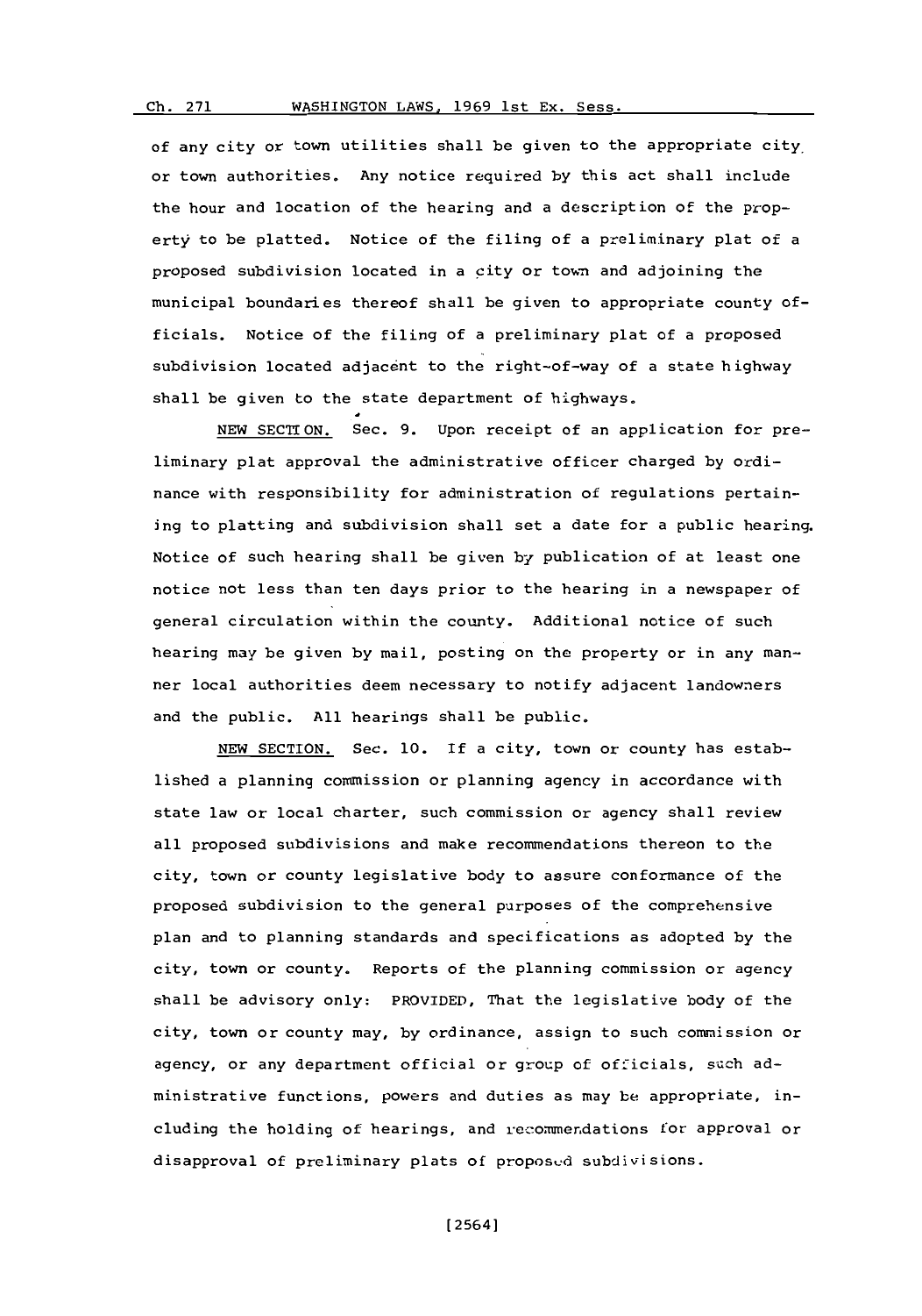of any city or town utilities shall be given to the appropriate city or town authorities. Any notice required by this act shall include the hour and location of the hearing and a description of the property to be platted. Notice of the filing of a preliminary plat of a proposed subdivision located in a city or town and adjoining the municipal boundaries thereof shall be given to appropriate county officials. Notice of the filing of a preliminary plat of a proposed subdivision located adjacent to the right-of-way of a state highway shall be given to the state department of highways.

NEW SECTION. Sec. 9. Upon receipt of an application for preliminary plat approval the administrative officer charged by ordinance with responsibility for administration of regulations pertaining to platting and subdivision shall set a date for a public hearing. Notice of such hearing shall be given by publication of at least one notice not less than ten days prior to the hearing in a newspaper of general circulation within the county. Additional notice of such hearing may be given by mail, posting on the property or in any manner local authorities deem necessary to notify adjacent landowners and the public. All hearings shall be public.

NEW SECTION. Sec. 10. If a city, town or county has established a planning commission or planning agency in accordance with state law or local charter, such commission or agency shall review all proposed subdivisions and make recommendations thereon to the city, town or county legislative body to assure conformance of the proposed subdivision to the general purposes of the comprehensive plan and to planning standards and specifications as adopted by the city, town or county. Reports of the planning commission or agency shall be advisory only: PROVIDED, That the legislative body of the city, town or county may, by ordinance, assign to such commission or agency, or any department official or group of officials, such administrative functions, powers and duties as may be appropriate, including the holding of hearings, and recommendations for approval or disapproval of preliminary plats of proposed subdivisions.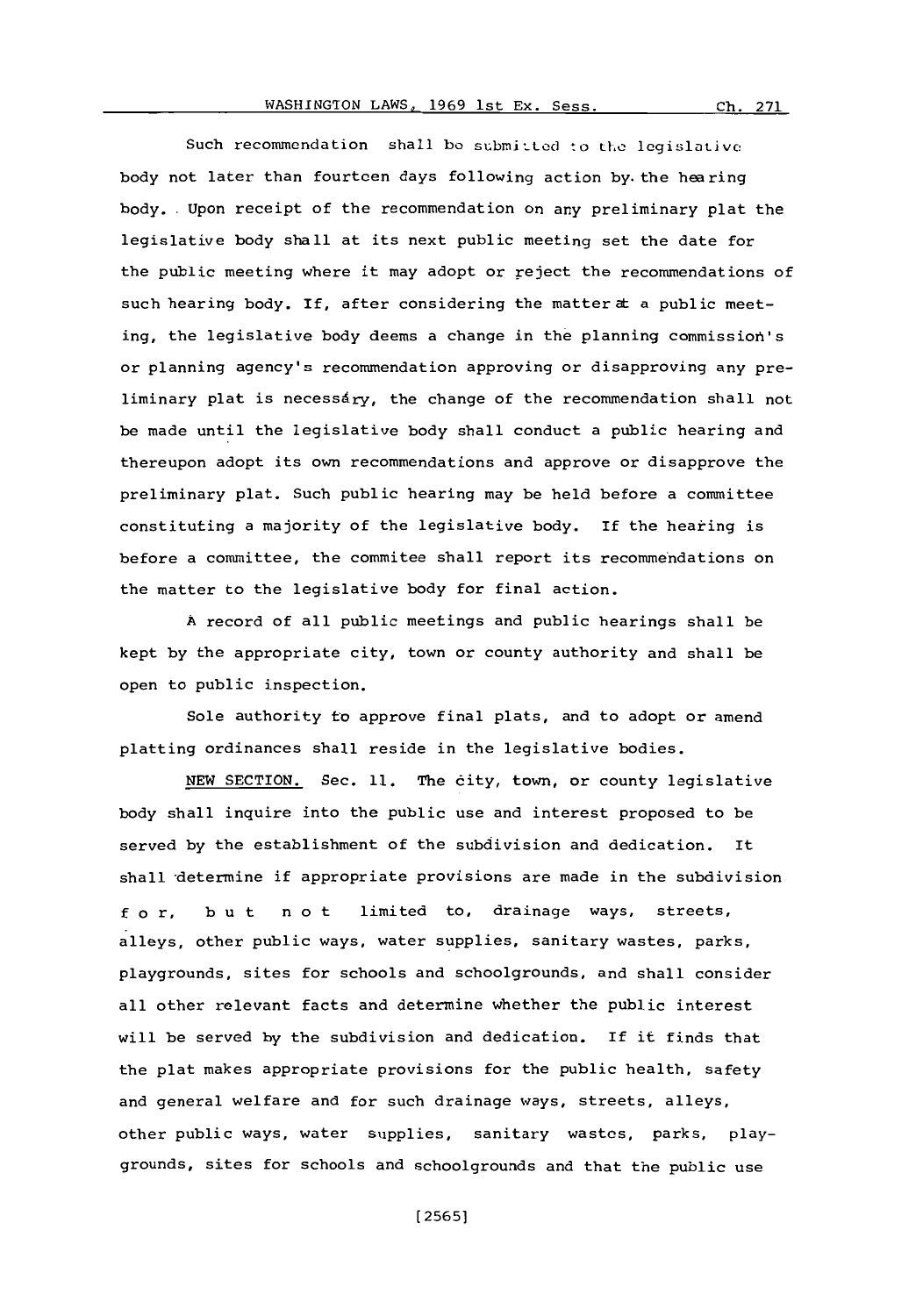Such recommendation shall be submitted to the legislative body not later than fourteen days following action by the hearing body. Upon receipt of the recommendation on any preliminary plat the legislative body shall at its next public meeting set the date for the public meeting where it may adopt or reject the recommendations of such hearing body. If, after considering the matter at a public meeting, the legislative body deems a change in the planning commission's or planning agency's recommendation approving or disapproving any preliminary plat is necessary, the change of the recommendation shall not be made until the legislative body shall conduct a public hearing and thereupon adopt its own recommendations and approve or disapprove the preliminary plat. Such public hearing may be held before a committee constituting a majority of the legislative body. If the hearing is before a committee, the commitee shall report its recommendations on the matter to the legislative body for final action.

A record of all public meetings and public hearings shall be kept by the appropriate city, town or county authority and shall be open to public inspection.

Sole authority to approve final plats, and to adopt or amend platting ordinances shall reside in the legislative bodies.

NEW SECTION. Sec. 11. The city, town, or county legislative body shall inquire into the public use and interest proposed to be served by the establishment of the subdivision and dedication. It shall determine if appropriate provisions are made in the subdivision for, but not limited to, drainage ways, streets, alleys, other public ways, water supplies, sanitary wastes, parks, playgrounds, sites for schools and schoolgrounds, and shall consider all other relevant facts and determine whether the public interest will be served by the subdivision and dedication. If it finds that the plat makes appropriate provisions for the public health, safety and general welfare and for such drainage ways, streets, alleys, other public ways, water supplies, sanitary wastes, parks, playgrounds, sites for schools and schoolgrounds and that the public use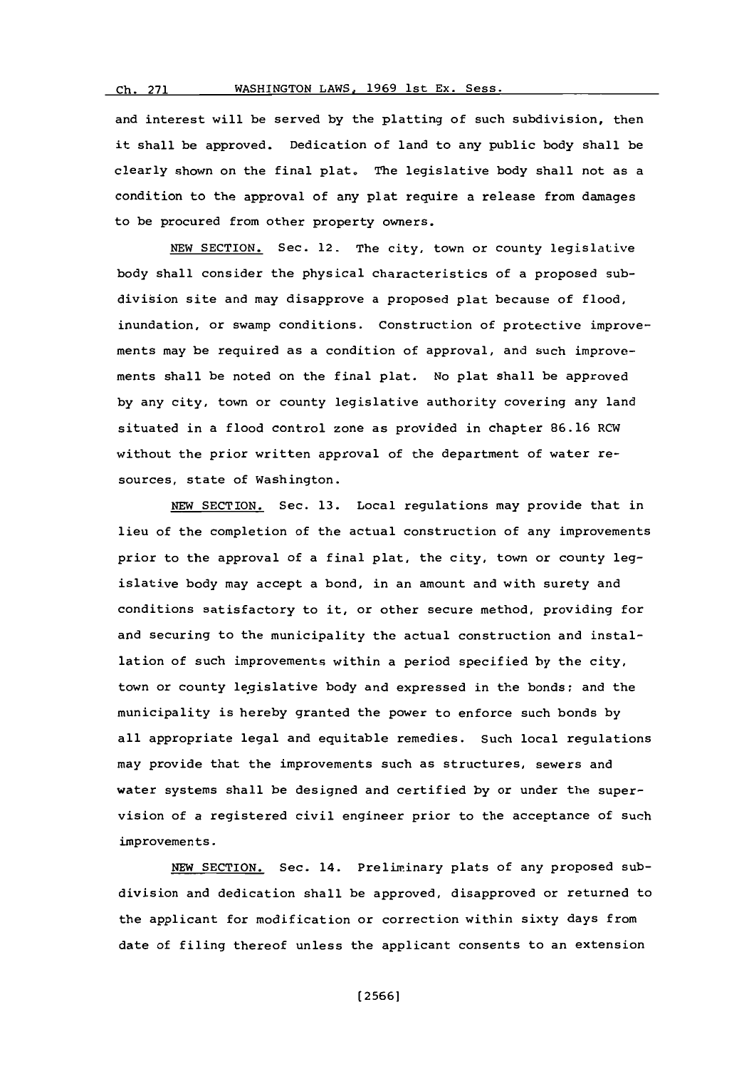and interest will be served by the platting of such subdivision, then it shall be approved. Dedication of land to any public body shall be clearly shown on the final plat. The legislative body shall not as a condition to the approval of any plat require a release from damages to be procured from other property owners.

NEW SECTION. Sec. 12. The city, town or county legislative body shall consider the physical characteristics of a proposed subdivision site and may disapprove a proposed plat because of flood, inundation, or swamp conditions. Construction of protective improvements may be required as a condition of approval, and such improvements shall be noted on the final plat. No plat shall be approved by any city, town or county legislative authority covering any land situated in a flood control zone as provided in chapter 86.16 RCW without the prior written approval of the department of water resources, state of Washington.

NEW SECTION. Sec. 13. Local regulations may provide that in lieu of the completion of the actual construction of any improvements prior to the approval of a final plat, the city, town or county legislative body may accept a bond, in an amount and with surety and conditions satisfactory to it, or other secure method, providing for and securing to the municipality the actual construction and installation of such improvements within a period specified by the city, town or county legislative body and expressed in the bonds; and the municipality is hereby granted the power to enforce such bonds by all appropriate legal and equitable remedies. Such local regulations may provide that the improvements such as structures, sewers and water systems shall be designed and certified by or under the supervision of a registered civil engineer prior to the acceptance of such improvements.

NEW SECTION. Sec. 14. Preliminary plats of any proposed subdivision and dedication shall be approved, disapproved or returned to the applicant for modification or correction within sixty days from date of filing thereof unless the applicant consents to an extension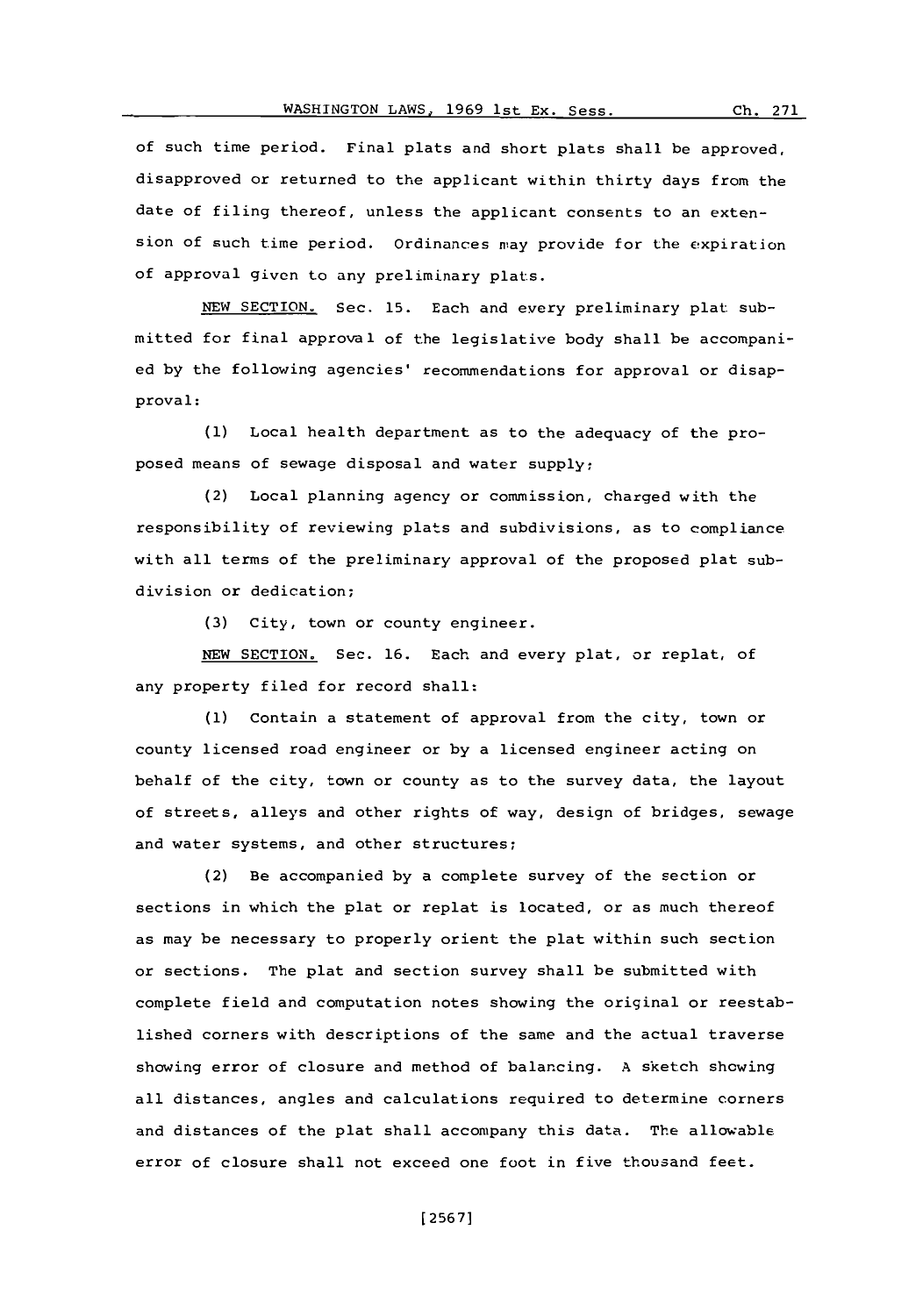of such time period. Final plats and short plats shall be approved, disapproved or returned to the applicant within thirty days from the date of filing thereof, unless the applicant consents to an extension of such time period. Ordinances may provide for the expiration of approval given to any preliminary plats.

NEW SECTION. Sec. 15. Each and every preliminary plat submitted for final approval of the legislative body shall be accompanied by the following agencies' recommendations for approval or disapproval:

(1) Local health department as to the adequacy of the proposed means of sewage disposal and water supply;

(2) Local planning agency or commission, charged with the responsibility of reviewing plats and subdivisions, as to compliance with all terms of the preliminary approval of the proposed plat subdivision or dedication;

(3) City, town or county engineer.

NEW SECTION. Sec. 16. Each and every plat, or replat, of any property filed for record shall:

(1) Contain a statement of approval from the city, town or county licensed road engineer or by a licensed engineer acting on behalf of the city, town or county as to the survey data, the layout of streets, alleys and other rights of way, design of bridges, sewage and water systems, and other structures;

(2) Be accompanied by a complete survey of the section or sections in which the plat or replat is located, or as much thereof as may be necessary to properly orient the plat within such section or sections. The plat and section survey shall be submitted with complete field and computation notes showing the original or reestablished corners with descriptions of the same and the actual traverse showing error of closure and method of balancing. A sketch showing all distances, angles and calculations required to determine corners and distances of the plat shall accompany this data. The allowable error of closure shall not exceed one foot in five thousand feet.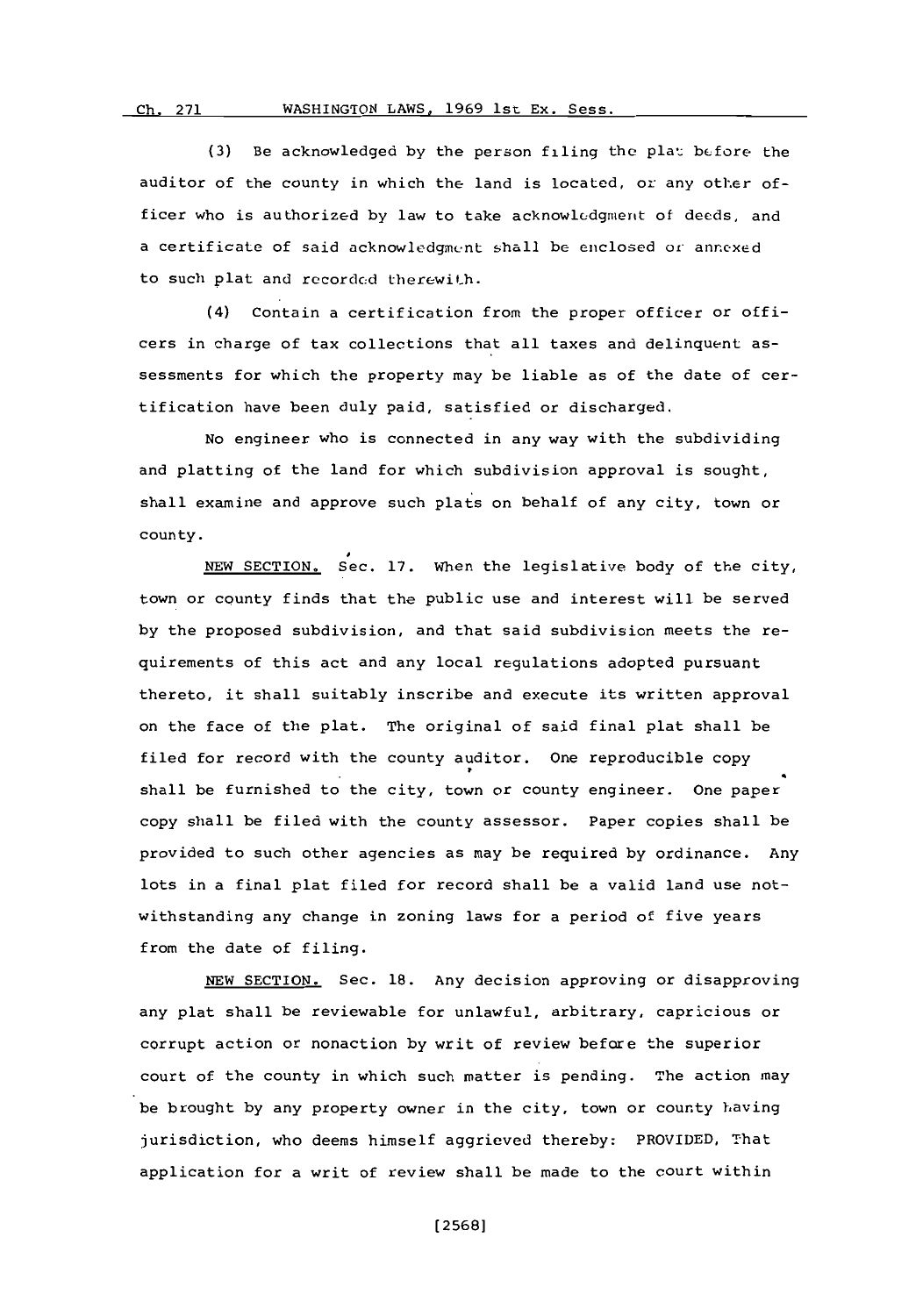(3) Be acknowledged by the person filing the plat before the auditor of the county in which the land is located, or any other officer who is authorized by law to take acknowledgment of deeds, and a certificate of said acknowledgment shall be enclosed or annexed to such plat and recorded therewith.

(4) Contain a certification from the proper officer or officers in charge of tax collections that all taxes and delinquent assessments for which the property may be liable as of the date of certification have been duly paid, satisfied or discharged.

No engineer who is connected in any way with the subdividing and platting of the land for which subdivision approval is sought, shall examine and approve such plats on behalf of any city, town or county.

NEW SECTION. Sec. 17. When the legislative body of the city, town or county finds that the public use and interest will be served by the proposed subdivision, and that said subdivision meets the requirements of this act and any local regulations adopted pursuant thereto, it shall suitably inscribe and execute its written approval on the face of the plat. The original of said final plat shall be filed for record with the county auditor. One reproducible copy shall be furnished to the city, town or county engineer. One paper copy shall be filed with the county assessor. Paper copies shall be provided to such other agencies as may be required by ordinance. Any lots in a final plat filed for record shall be a valid land use notwithstanding any change in zoning laws for a period of five years from the date of filing.

NEW SECTION. Sec. 18. Any decision approving or disapproving any plat shall be reviewable for unlawful, arbitrary, capricious or corrupt action or nonaction by writ of review before the superior court of the county in which such matter is pending. The action may be brought by any property owner in the city, town or county having jurisdiction, who deems himself aggrieved thereby: PROVIDED, That application for a writ of review shall be made to the court within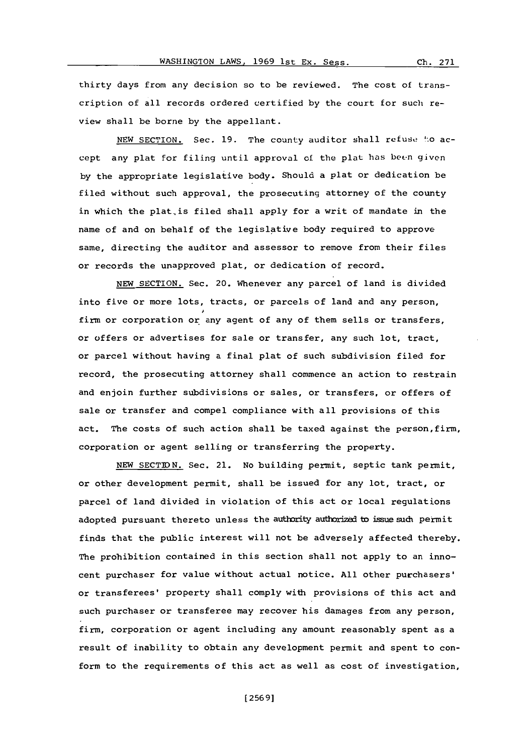thirty days from any decision so to be reviewed. The cost of transcription of all records ordered certified by the court for such review shall be borne by the appellant.

NEW SECTION. Sec. 19. The county auditor shall refuse to accept any plat for filing until approval of the plat has been given by the appropriate legislative body. Should a plat or dedication be filed without such approval, the prosecuting attorney of the county in which the plat is filed shall apply for a writ of mandate in the name of and on behalf of the legislative body required to approve same, directing the auditor and assessor to remove from their files or records the unapproved plat, or dedication of record.

NEW SECTION. Sec. 20. Whenever any parcel of land is divided into five or more lots, tracts, or parcels of land and any person, firm or corporation or any agent of any of them sells or transfers, or offers or advertises for sale or transfer, any such lot, tract, or parcel without having a final plat of such subdivision filed for record, the prosecuting attorney shall commence an action to restrain and enjoin further subdivisions or sales, or transfers, or offers of sale or transfer and compel compliance with all provisions of this act. The costs of such action shall be taxed against the person, firm, corporation or agent selling or transferring the property.

NEW SECTION. Sec. 21. No building permit, septic tank permit, or other development permit, shall be issued for any lot, tract, or parcel of land divided in violation of this act or local regulations adopted pursuant thereto unless the authority authorized to issue such permit finds that the public interest will not be adversely affected thereby. The prohibition contained in this section shall not apply to an innocent purchaser for value without actual notice. All other purchasers' or transferees' property shall comply with provisions of this act and such purchaser or transferee may recover his damages from any person, firm, corporation or agent including any amount reasonably spent as a result of inability to obtain any development permit and spent to conform to the requirements of this act as well as cost of investigation,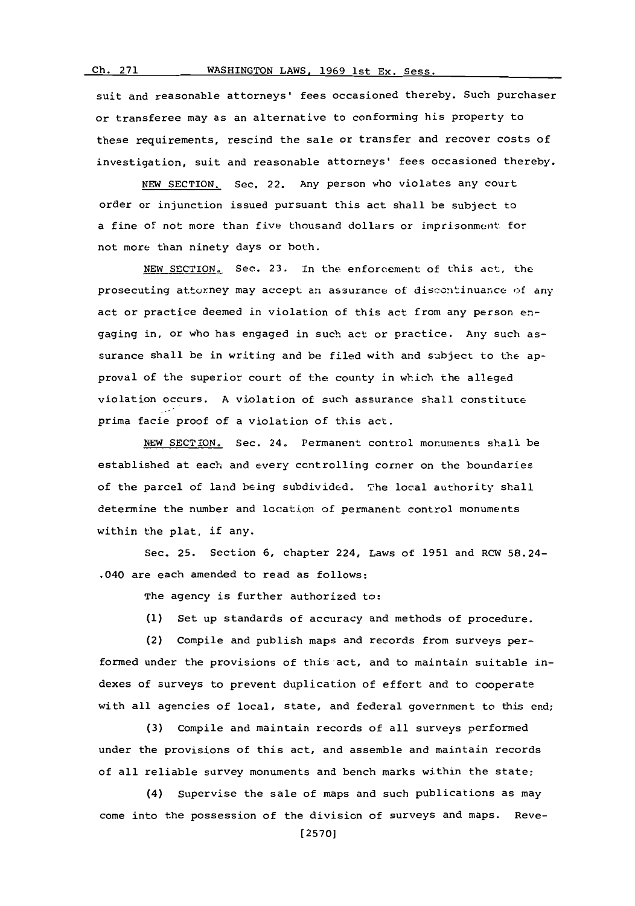suit and reasonable attorneys' fees occasioned thereby. Such purchaser or transferee may as an alternative to conforming his property to these requirements, rescind the sale or transfer and recover costs of investigation, suit and reasonable attorneys' fees occasioned thereby.

NEW SECTION. Sec. 22. Any person who violates any court order or injunction issued pursuant this act shall be subject to a fine of not more than five thousand dollars or imprisonment for not more than ninety days or both.

NEW SECTION. Sec. 23. In the enforcement of this act, the prosecuting attorney may accept an assurance of discontinuance of any act or practice deemed in violation of this act from any person engaging in, or who has engaged in such act or practice. Any such assurance shall be in writing and be filed with and subject to the approval of the superior court of the county in which the alleged violation occurs. A violation of such assurance shall constitute prima facie proof of a violation of this act.

NEW SECTION. Sec. 24. Permanent control monuments shall be established at each and every controlling corner on the boundaries of the parcel of land being subdivided. The local authority shall determine the number and location of permanent control monuments within the plat, if any.

Sec. 25. Section 6, chapter 224, Laws of 1951 and RCW 58.24-.040 are each amended to read as follows:

The agency is further authorized to:

(1) Set up standards of accuracy and methods of procedure.

(2) Compile and publish maps and records from surveys performed under the provisions of this act, and to maintain suitable indexes of surveys to prevent duplication of effort and to cooperate with all agencies of local, state, and federal government to this end;

(3) Compile and maintain records of all surveys performed under the provisions of this act, and assemble and maintain records of all reliable survey monuments and bench marks within the state;

(4) Supervise the sale of maps and such publications as may come into the possession of the division of surveys and maps. Reve-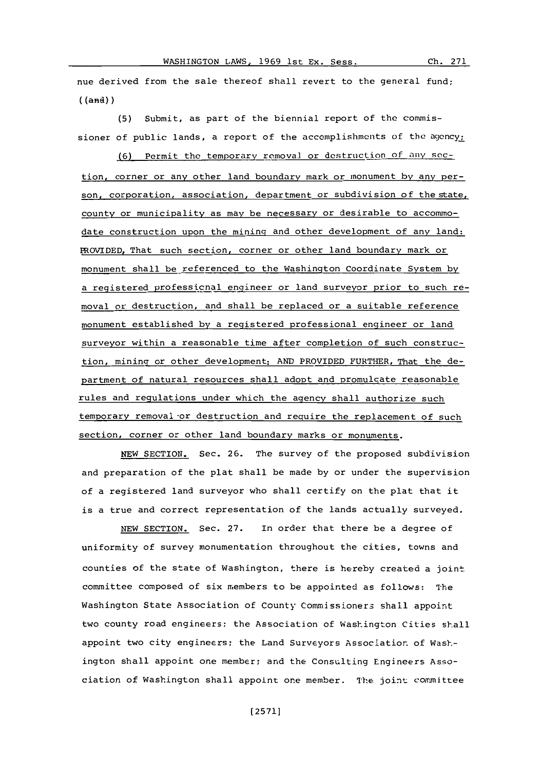nue derived from the sale thereof shall revert to the general fund; ((and))

(5) Submit, as part of the biennial report of the commissioner of public lands, a report of the accomplishments of the agency;

(6) Permit the temporary removal or destruction of any section, corner or any other land boundary mark or monument by any person, corporation, association, department or subdivision of the state, county or municipality as may be necessary or desirable to accommodate construction upon the mining and other development of any land: PROVIDED, That such section, corner or other land boundary mark or monument shall be referenced to the Washington Coordinate System by a registered professional engineer or land surveyor prior to such removal or destruction, and shall be replaced or a suitable reference monument established by a registered professional engineer or land surveyor within a reasonable time after completion of such construction, mining or other development: AND PROVIDED FURTHER, That the department of natural resources shall adopt and promulgate reasonable rules and regulations under which the agency shall authorize such temporary removal or destruction and require the replacement of such section, corner or other land boundary marks or monuments.

NEW SECTION. Sec. 26. The survey of the proposed subdivision and preparation of the plat shall be made by or under the supervision of a registered land surveyor who shall certify on the plat that it is a true and correct representation of the lands actually surveyed.

NEW SECTION. Sec. 27. In order that there be a degree of uniformity of survey monumentation throughout the cities, towns and counties of the state of Washington, there is hereby created a joint committee composed of six members to be appointed as follows: The Washington State Association of County Commissioners shall appoint two county road engineers; the Association of Washington Cities shall appoint two city engineers; the Land Surveyors Association of Washington shall appoint one member; and the Consulting Engineers Association of Washington shall appoint one member. The joint committee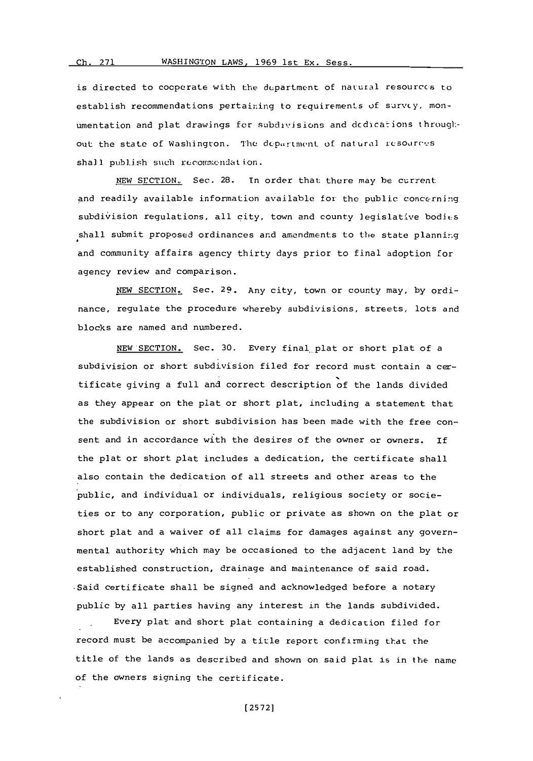is directed to cooperate with the department of natural resources to establish recommendations pertaining to requirements of survey, monumentation and plat drawings for subdivisions and dedications throughout the state of Washington. The department of natural resources shall publish such recommendation.

NEW SECTION. Sec. 28. In order that there may be current and readily available information available for the public concerning subdivision regulations, all city, town and county legislative bodies shall submit proposed ordinances and amendments to the state planning and community affairs agency thirty days prior to final adoption for agency review and comparison.

NEW SECTION. Sec. 29. Any city, town or county may, by ordinance, regulate the procedure whereby subdivisions, streets, lots and blocks are named and numbered.

NEW SECTION. Sec. 30. Every final plat or short plat of a subdivision or short subdivision filed for record must contain a certificate giving a full and correct description of the lands divided as they appear on the plat or short plat, including a statement that the subdivision or short subdivision has been made with the free consent and in accordance with the desires of the owner or owners. If the plat or short plat includes a dedication, the certificate shall also contain the dedication of all streets and other areas to the public, and individual or individuals, religious society or societies or to any corporation, public or private as shown on the plat or short plat and a waiver of all claims for damages against any governmental authority which may be occasioned to the adjacent land by the established construction, drainage and maintenance of said road. Said certificate shall be signed and acknowledged before a notary public by all parties having any interest in the lands subdivided.

Every plat and short plat containing a dedication filed for record must be accompanied by a title report confirming that the title of the lands as described and shown on said plat is in the name of the owners signing the certificate.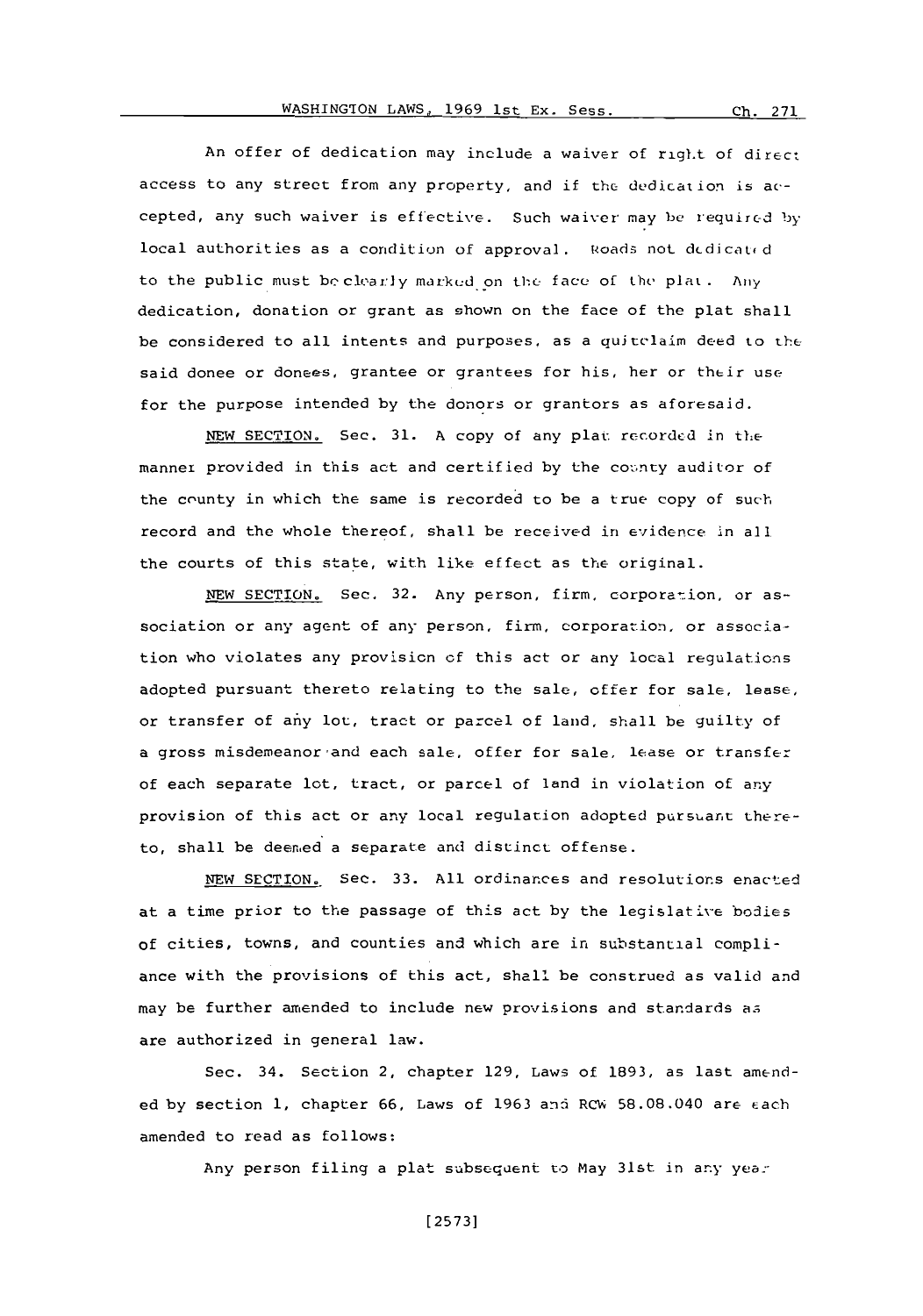An offer of dedication may include a waiver of right of direct access to any street from any property, and if the dedication is accepted, any such waiver is effective. Such waiver may be required by local authorities as a condition of approval. Roads not dedicated to the public must be clearly marked on the face of the plat. Any dedication, donation or grant as shown on the face of the plat shall be considered to all intents and purposes, as a quitclaim deed to the said donee or donees, grantee or grantees for his, her or their use for the purpose intended by the donors or grantors as aforesaid.

NEW SECTION. Sec. 31. A copy of any plat recorded in the manner provided in this act and certified by the county auditor of the county in which the same is recorded to be a true copy of such record and the whole thereof, shall be received in evidence in all the courts of this state, with like effect as the original.

NEW SECTION. Sec. 32. Any person, firm, corporation, or association or any agent of any person, firm, corporation, or association who violates any provision of this act or any local regulations adopted pursuant thereto relating to the sale, offer for sale, lease, or transfer of any lot, tract or parcel of land, shall be guilty of a gross misdemeanor and each sale, offer for sale, lease or transfer of each separate lot, tract, or parcel of land in violation of any provision of this act or any local regulation adopted pursuant thereto, shall be deemed a separate and distinct offense.

NEW SECTION. Sec. 33. All ordinances and resolutions enacted at a time prior to the passage of this act by the legislative bodies of cities, towns, and counties and which are in substantial compliance with the provisions of this act, shall be construed as valid and may be further amended to include new provisions and standards as are authorized in general law.

Sec. 34. Section 2, chapter 129, Laws of 1893, as last amended by section 1, chapter 66, Laws of 1963 and RCW 58.08.040 are each amended to read as follows:

Any person filing a plat subsequent to May 31st in any year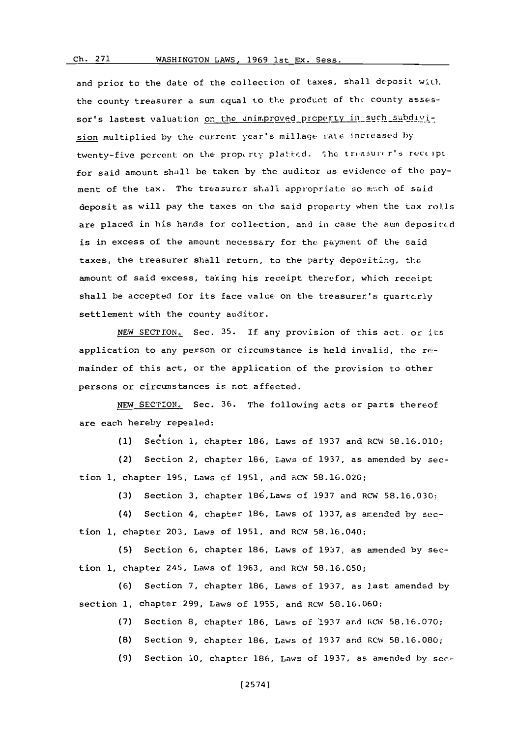and prior to the date of the collection of taxes, shall deposit with the county treasurer a sum equal to the product of the county assessor's lastest valuation on the unimproved property in such subdivision multiplied by the current year's millage rate increased by twenty-five percent on the property platted. The treasurer's receipt for said amount shall be taken by the auditor as evidence of the payment of the tax. The treasurer shall appropriate so much of said deposit as will pay the taxes on the said property when the tax rolls are placed in his hands for collection, and in case the sum deposited is in excess of the amount necessary for the payment of the said taxes, the treasurer shall return, to the party depositing, the amount of said excess, taking his receipt therefor, which receipt shall be accepted for its face value on the treasurer's quarterly settlement with the county auditor.

NEW SECTION. Sec. 35. If any provision of this act or its application to any person or circumstance is held invalid, the remainder of this act, or the application of the provision to other persons or circumstances is not affected.

NEW SECTION. Sec. 36. The following acts or parts thereof are each hereby repealed:

(1) Section 1, chapter 186, Laws of 1937 and RCW 58.16.010;

(2) Section 2, chapter 186, Laws of 1937, as amended by section 1, chapter 195, Laws of 1951, and RCW 58.16.020;

(3) Section 3, chapter 186, Laws of 1937 and RCW 58.16.030;

(4) Section 4, chapter 186, Laws of 1937, as amended by section 1, chapter 203, Laws of 1951, and RCW 58.16.040;

(5) Section 6, chapter 186, Laws of 1937, as amended by section 1, chapter 245, Laws of 1963, and RCW 58.16.050;

(6) Section 7, chapter 186, Laws of 1937, as last amended by section 1, chapter 299, Laws of 1955, and RCW 58.16.060;

(7) Section 8, chapter 186, Laws of 1937 and RCW 58.16.070;

(8) Section 9, chapter 186, Laws of 1937 and RCW 58.16.080;

(9) Section 10, chapter 186, Laws of 1937, as amended by sec-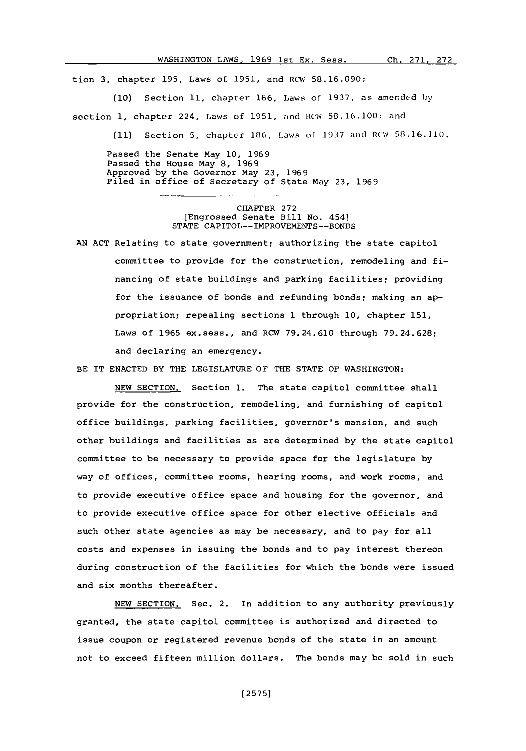tion 3, chapter 195, Laws of 1951, and RCW 58.16.090;

(10) Section 11, chapter 186, Laws of 1937, as amended by section 1, chapter 224, Laws of 1951, and RCW 58.16.100: and

(11) Section 5, chapter 186, Laws of 1937 and RCW 58.16.110.

Passed the Senate May 10, 1969
Passed the House May 8, 1969
Approved by the Governor May 23, 1969
Filed in office of Secretary of State May 23, 1969

CHAPTER 272
[Engrossed Senate Bill No. 454]
STATE CAPITOL--IMPROVEMENTS--BONDS

AN ACT Relating to state government; authorizing the state capitol committee to provide for the construction, remodeling and financing of state buildings and parking facilities; providing for the issuance of bonds and refunding bonds; making an appropriation; repealing sections 1 through 10, chapter 151, Laws of 1965 ex.sess., and RCW 79.24.610 through 79.24.628; and declaring an emergency.

BE IT ENACTED BY THE LEGISLATURE OF THE STATE OF WASHINGTON:

NEW SECTION. Section 1. The state capitol committee shall provide for the construction, remodeling, and furnishing of capitol office buildings, parking facilities, governor's mansion, and such other buildings and facilities as are determined by the state capitol committee to be necessary to provide space for the legislature by way of offices, committee rooms, hearing rooms, and work rooms, and to provide executive office space and housing for the governor, and to provide executive office space for other elective officials and such other state agencies as may be necessary, and to pay for all costs and expenses in issuing the bonds and to pay interest thereon during construction of the facilities for which the bonds were issued and six months thereafter.

NEW SECTION. Sec. 2. In addition to any authority previously granted, the state capitol committee is authorized and directed to issue coupon or registered revenue bonds of the state in an amount not to exceed fifteen million dollars. The bonds may be sold in such